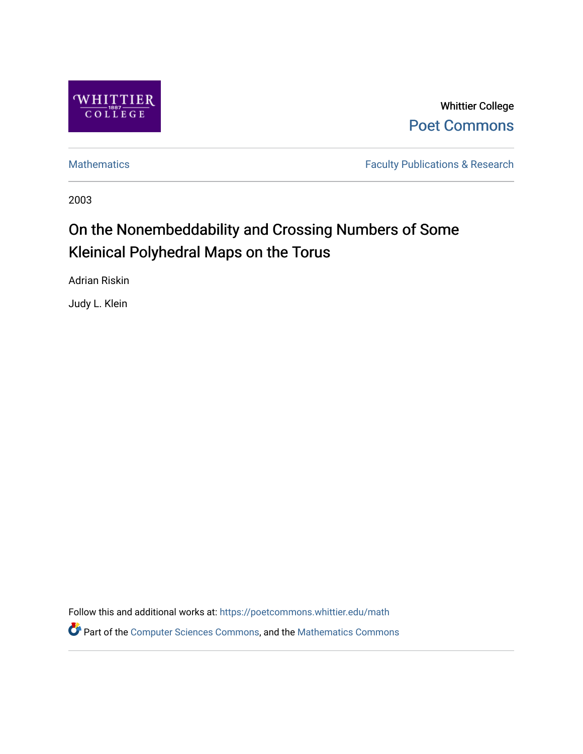Whittier College

Poet Commons

Mathematics

Faculty Publications & Research

2003

# On the Nonembeddability and Crossing Numbers of Some Kleinical Polyhedral Maps on the Torus

Adrian Riskin

Judy L. Klein

Follow this and additional works at: https://poetcommons.whittier.edu/math

Part of the Computer Sciences Commons, and the Mathematics Commons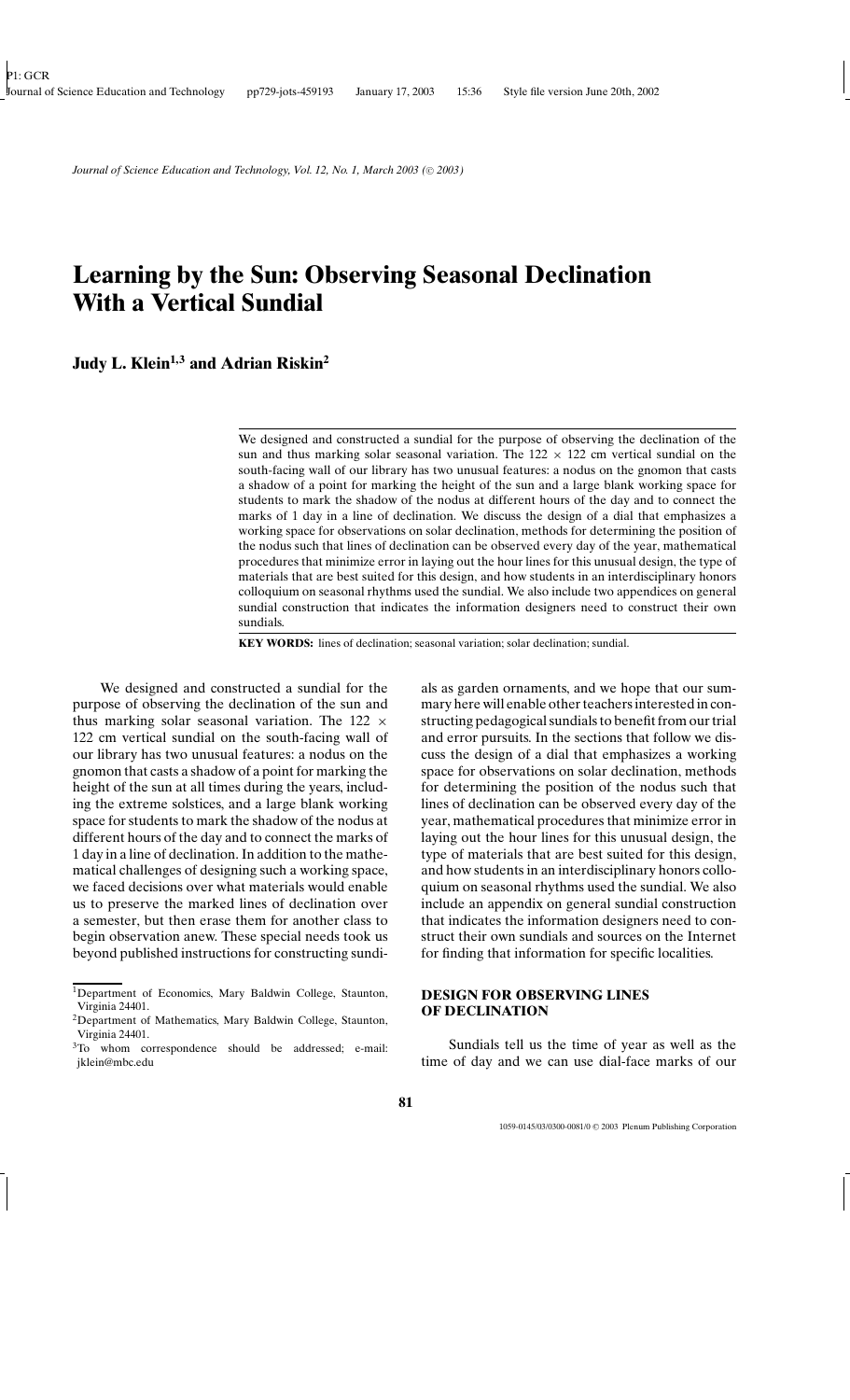# Learning by the Sun: Observing Seasonal Declination With a Vertical Sundial

**Judy L. Klein[1,3] and Adrian Riskin[2]**

We designed and constructed a sundial for the purpose of observing the declination of the sun and thus marking solar seasonal variation. The 122 × 122 cm vertical sundial on the south-facing wall of our library has two unusual features: a nodus on the gnomon that casts a shadow of a point for marking the height of the sun and a large blank working space for students to mark the shadow of the nodus at different hours of the day and to connect the marks of 1 day in a line of declination. We discuss the design of a dial that emphasizes a working space for observations on solar declination, methods for determining the position of the nodus such that lines of declination can be observed every day of the year, mathematical procedures that minimize error in laying out the hour lines for this unusual design, the type of materials that are best suited for this design, and how students in an interdisciplinary honors colloquium on seasonal rhythms used the sundial. We also include two appendices on general sundial construction that indicates the information designers need to construct their own sundials.

**KEY WORDS:** lines of declination; seasonal variation; solar declination; sundial.

We designed and constructed a sundial for the purpose of observing the declination of the sun and thus marking solar seasonal variation. The 122 × 122 cm vertical sundial on the south-facing wall of our library has two unusual features: a nodus on the gnomon that casts a shadow of a point for marking the height of the sun at all times during the years, including the extreme solstices, and a large blank working space for students to mark the shadow of the nodus at different hours of the day and to connect the marks of 1 day in a line of declination. In addition to the mathematical challenges of designing such a working space, we faced decisions over what materials would enable us to preserve the marked lines of declination over a semester, but then erase them for another class to begin observation anew. These special needs took us beyond published instructions for constructing sundials as garden ornaments, and we hope that our summary here will enable other teachers interested in constructing pedagogical sundials to benefit from our trial and error pursuits. In the sections that follow we discuss the design of a dial that emphasizes a working space for observations on solar declination, methods for determining the position of the nodus such that lines of declination can be observed every day of the year, mathematical procedures that minimize error in laying out the hour lines for this unusual design, the type of materials that are best suited for this design, and how students in an interdisciplinary honors colloquium on seasonal rhythms used the sundial. We also include an appendix on general sundial construction that indicates the information designers need to construct their own sundials and sources on the Internet for finding that information for specific localities.

[1] Department of Economics, Mary Baldwin College, Staunton, Virginia 24401.

[2] Department of Mathematics, Mary Baldwin College, Staunton, Virginia 24401.

[3] To whom correspondence should be addressed; e-mail: jklein@mbc.edu

## DESIGN FOR OBSERVING LINES OF DECLINATION

Sundials tell us the time of year as well as the time of day and we can use dial-face marks of our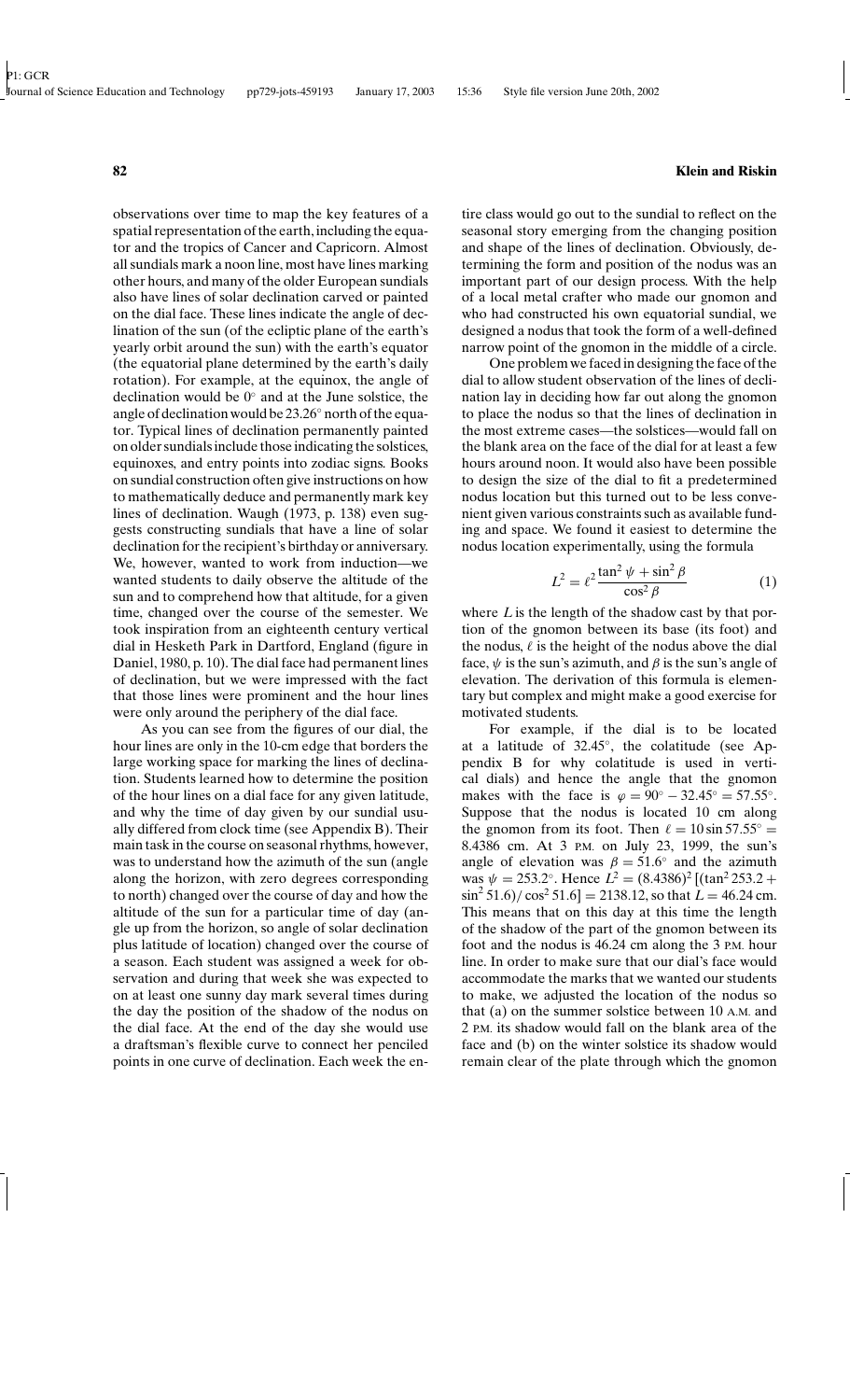observations over time to map the key features of a spatial representation of the earth, including the equator and the tropics of Cancer and Capricorn. Almost all sundials mark a noon line, most have lines marking other hours, and many of the older European sundials also have lines of solar declination carved or painted on the dial face. These lines indicate the angle of declination of the sun (of the ecliptic plane of the earth's yearly orbit around the sun) with the earth's equator (the equatorial plane determined by the earth's daily rotation). For example, at the equinox, the angle of declination would be 0° and at the June solstice, the angle of declination would be 23.26° north of the equator. Typical lines of declination permanently painted on older sundials include those indicating the solstices, equinoxes, and entry points into zodiac signs. Books on sundial construction often give instructions on how to mathematically deduce and permanently mark key lines of declination. Waugh (1973, p. 138) even suggests constructing sundials that have a line of solar declination for the recipient's birthday or anniversary. We, however, wanted to work from induction—we wanted students to daily observe the altitude of the sun and to comprehend how that altitude, for a given time, changed over the course of the semester. We took inspiration from an eighteenth century vertical dial in Hesketh Park in Dartford, England (figure in Daniel, 1980, p. 10). The dial face had permanent lines of declination, but we were impressed with the fact that those lines were prominent and the hour lines were only around the periphery of the dial face.

As you can see from the figures of our dial, the hour lines are only in the 10-cm edge that borders the large working space for marking the lines of declination. Students learned how to determine the position of the hour lines on a dial face for any given latitude, and why the time of day given by our sundial usually differed from clock time (see Appendix B). Their main task in the course on seasonal rhythms, however, was to understand how the azimuth of the sun (angle along the horizon, with zero degrees corresponding to north) changed over the course of day and how the altitude of the sun for a particular time of day (angle up from the horizon, so angle of solar declination plus latitude of location) changed over the course of a season. Each student was assigned a week for observation and during that week she was expected to on at least one sunny day mark several times during the day the position of the shadow of the nodus on the dial face. At the end of the day she would use a draftsman's flexible curve to connect her penciled points in one curve of declination. Each week the entire class would go out to the sundial to reflect on the seasonal story emerging from the changing position and shape of the lines of declination. Obviously, determining the form and position of the nodus was an important part of our design process. With the help of a local metal crafter who made our gnomon and who had constructed his own equatorial sundial, we designed a nodus that took the form of a well-defined narrow point of the gnomon in the middle of a circle.

One problem we faced in designing the face of the dial to allow student observation of the lines of declination lay in deciding how far out along the gnomon to place the nodus so that the lines of declination in the most extreme cases—the solstices—would fall on the blank area on the face of the dial for at least a few hours around noon. It would also have been possible to design the size of the dial to fit a predetermined nodus location but this turned out to be less convenient given various constraints such as available funding and space. We found it easiest to determine the nodus location experimentally, using the formula

$$L^2 = \ell^2 \frac{\tan^2 \psi + \sin^2 \beta}{\cos^2 \beta} \tag{1}$$

where $L$ is the length of the shadow cast by that portion of the gnomon between its base (its foot) and the nodus, $\ell$ is the height of the nodus above the dial face, $\psi$ is the sun's azimuth, and $\beta$ is the sun's angle of elevation. The derivation of this formula is elementary but complex and might make a good exercise for motivated students.

For example, if the dial is to be located at a latitude of 32.45°, the colatitude (see Appendix B for why colatitude is used in vertical dials) and hence the angle that the gnomon makes with the face is $\varphi = 90° - 32.45° = 57.55°$. Suppose that the nodus is located 10 cm along the gnomon from its foot. Then $\ell = 10 \sin 57.55° = 8.4386$ cm. At 3 P.M. on July 23, 1999, the sun's angle of elevation was $\beta = 51.6°$ and the azimuth was $\psi = 253.2°$. Hence $L^2 = (8.4386)^2 [(\tan^2 253.2 + \sin^2 51.6)/\cos^2 51.6] = 2138.12$, so that $L = 46.24$ cm. This means that on this day at this time the length of the shadow of the part of the gnomon between its foot and the nodus is 46.24 cm along the 3 P.M. hour line. In order to make sure that our dial's face would accommodate the marks that we wanted our students to make, we adjusted the location of the nodus so that (a) on the summer solstice between 10 A.M. and 2 P.M. its shadow would fall on the blank area of the face and (b) on the winter solstice its shadow would remain clear of the plate through which the gnomon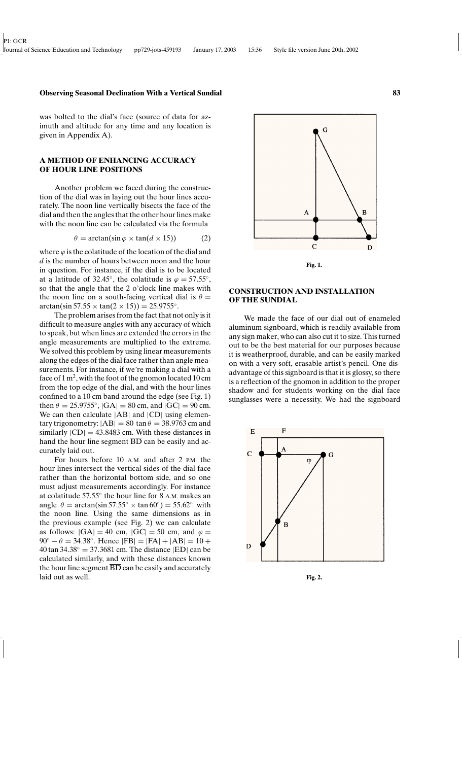was bolted to the dial's face (source of data for azimuth and altitude for any time and any location is given in Appendix A).

## A METHOD OF ENHANCING ACCURACY OF HOUR LINE POSITIONS

Another problem we faced during the construction of the dial was in laying out the hour lines accurately. The noon line vertically bisects the face of the dial and then the angles that the other hour lines make with the noon line can be calculated via the formula

$$\theta = \arctan(\sin\varphi \times \tan(d \times 15)) \tag{2}$$

where $\varphi$ is the colatitude of the location of the dial and $d$ is the number of hours between noon and the hour in question. For instance, if the dial is to be located at a latitude of 32.45°, the colatitude is $\varphi = 57.55°$, so that the angle that the 2 o'clock line makes with the noon line on a south-facing vertical dial is $\theta = \arctan(\sin 57.55 \times \tan(2 \times 15)) = 25.9755°$.

The problem arises from the fact that not only is it difficult to measure angles with any accuracy of which to speak, but when lines are extended the errors in the angle measurements are multiplied to the extreme. We solved this problem by using linear measurements along the edges of the dial face rather than angle measurements. For instance, if we're making a dial with a face of 1 $m^2$, with the foot of the gnomon located 10 cm from the top edge of the dial, and with the hour lines confined to a 10 cm band around the edge (see Fig. 1) then $\theta = 25.9755°$, $|GA| = 80$ cm, and $|GC| = 90$ cm. We can then calculate $|AB|$ and $|CD|$ using elementary trigonometry: $|AB| = 80 \tan\theta = 38.9763$ cm and similarly $|CD| = 43.8483$ cm. With these distances in hand the hour line segment $\overline{BD}$ can be easily and accurately laid out.

For hours before 10 A.M. and after 2 P.M. the hour lines intersect the vertical sides of the dial face rather than the horizontal bottom side, and so one must adjust measurements accordingly. For instance at colatitude 57.55° the hour line for 8 A.M. makes an angle $\theta = \arctan(\sin 57.55° \times \tan 60°) = 55.62°$ with the noon line. Using the same dimensions as in the previous example (see Fig. 2) we can calculate as follows: $|GA| = 40$ cm, $|GC| = 50$ cm, and $\varphi = 90° - \theta = 34.38°$. Hence $|FB| = |FA| + |AB| = 10 + 40 \tan 34.38° = 37.3681$ cm. The distance $|ED|$ can be calculated similarly, and with these distances known the hour line segment $\overline{BD}$ can be easily and accurately laid out as well.

Fig. 1.

## CONSTRUCTION AND INSTALLATION OF THE SUNDIAL

We made the face of our dial out of enameled aluminum signboard, which is readily available from any sign maker, who can also cut it to size. This turned out to be the best material for our purposes because it is weatherproof, durable, and can be easily marked on with a very soft, erasable artist's pencil. One disadvantage of this signboard is that it is glossy, so there is a reflection of the gnomon in addition to the proper shadow and for students working on the dial face sunglasses were a necessity. We had the signboard

Fig. 2.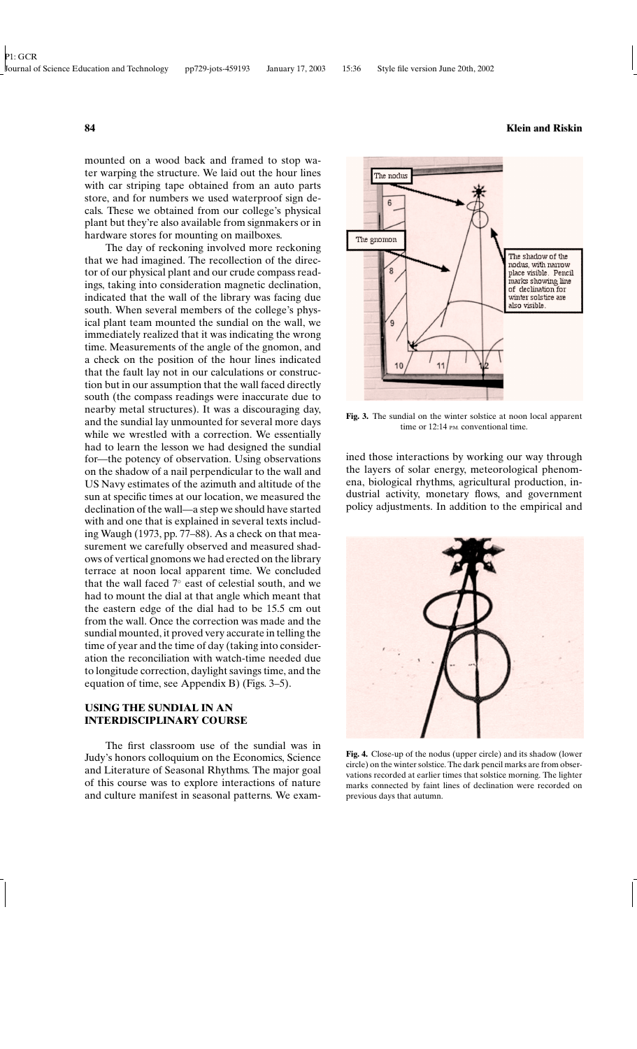mounted on a wood back and framed to stop water warping the structure. We laid out the hour lines with car striping tape obtained from an auto parts store, and for numbers we used waterproof sign decals. These we obtained from our college's physical plant but they're also available from signmakers or in hardware stores for mounting on mailboxes.

The day of reckoning involved more reckoning that we had imagined. The recollection of the director of our physical plant and our crude compass readings, taking into consideration magnetic declination, indicated that the wall of the library was facing due south. When several members of the college's physical plant team mounted the sundial on the wall, we immediately realized that it was indicating the wrong time. Measurements of the angle of the gnomon, and a check on the position of the hour lines indicated that the fault lay not in our calculations or construction but in our assumption that the wall faced directly south (the compass readings were inaccurate due to nearby metal structures). It was a discouraging day, and the sundial lay unmounted for several more days while we wrestled with a correction. We essentially had to learn the lesson we had designed the sundial for—the potency of observation. Using observations on the shadow of a nail perpendicular to the wall and US Navy estimates of the azimuth and altitude of the sun at specific times at our location, we measured the declination of the wall—a step we should have started with and one that is explained in several texts including Waugh (1973, pp. 77–88). As a check on that measurement we carefully observed and measured shadows of vertical gnomons we had erected on the library terrace at noon local apparent time. We concluded that the wall faced 7° east of celestial south, and we had to mount the dial at that angle which meant that the eastern edge of the dial had to be 15.5 cm out from the wall. Once the correction was made and the sundial mounted, it proved very accurate in telling the time of year and the time of day (taking into consideration the reconciliation with watch-time needed due to longitude correction, daylight savings time, and the equation of time, see Appendix B) (Figs. 3–5).

## USING THE SUNDIAL IN AN INTERDISCIPLINARY COURSE

The first classroom use of the sundial was in Judy's honors colloquium on the Economics, Science and Literature of Seasonal Rhythms. The major goal of this course was to explore interactions of nature and culture manifest in seasonal patterns. We examined those interactions by working our way through the layers of solar energy, meteorological phenomena, biological rhythms, agricultural production, industrial activity, monetary flows, and government policy adjustments. In addition to the empirical and

The nodus

The gnomon

The shadow of the nodus, with narrow place visible. Pencil marks showing line of declination for winter solstice are also visible.

6

8

9

10

11

12

**Fig. 3.** The sundial on the winter solstice at noon local apparent time or 12:14 P.M. conventional time.

**Fig. 4.** Close-up of the nodus (upper circle) and its shadow (lower circle) on the winter solstice. The dark pencil marks are from observations recorded at earlier times that solstice morning. The lighter marks connected by faint lines of declination were recorded on previous days that autumn.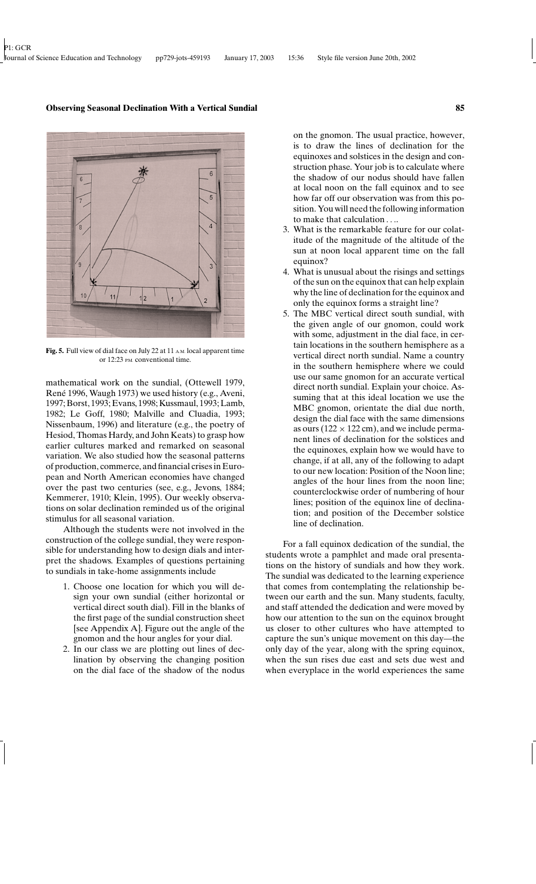Fig. 5. Full view of dial face on July 22 at 11 A.M. local apparent time or 12:23 P.M. conventional time.

mathematical work on the sundial, (Ottewell 1979, René 1996, Waugh 1973) we used history (e.g., Aveni, 1997; Borst, 1993; Evans, 1998; Kussmaul, 1993; Lamb, 1982; Le Goff, 1980; Malville and Cluadia, 1993; Nissenbaum, 1996) and literature (e.g., the poetry of Hesiod, Thomas Hardy, and John Keats) to grasp how earlier cultures marked and remarked on seasonal variation. We also studied how the seasonal patterns of production, commerce, and financial crises in European and North American economies have changed over the past two centuries (see, e.g., Jevons, 1884; Kemmerer, 1910; Klein, 1995). Our weekly observations on solar declination reminded us of the original stimulus for all seasonal variation.

Although the students were not involved in the construction of the college sundial, they were responsible for understanding how to design dials and interpret the shadows. Examples of questions pertaining to sundials in take-home assignments include

1. Choose one location for which you will design your own sundial (either horizontal or vertical direct south dial). Fill in the blanks of the first page of the sundial construction sheet [see Appendix A]. Figure out the angle of the gnomon and the hour angles for your dial.
2. In our class we are plotting out lines of declination by observing the changing position on the dial face of the shadow of the nodus on the gnomon. The usual practice, however, is to draw the lines of declination for the equinoxes and solstices in the design and construction phase. Your job is to calculate where the shadow of our nodus should have fallen at local noon on the fall equinox and to see how far off our observation was from this position. You will need the following information to make that calculation . . ..
3. What is the remarkable feature for our colatitude of the magnitude of the altitude of the sun at noon local apparent time on the fall equinox?
4. What is unusual about the risings and settings of the sun on the equinox that can help explain why the line of declination for the equinox and only the equinox forms a straight line?
5. The MBC vertical direct south sundial, with the given angle of our gnomon, could work with some, adjustment in the dial face, in certain locations in the southern hemisphere as a vertical direct north sundial. Name a country in the southern hemisphere where we could use our same gnomon for an accurate vertical direct north sundial. Explain your choice. Assuming that at this ideal location we use the MBC gnomon, orientate the dial due north, design the dial face with the same dimensions as ours (122 × 122 cm), and we include permanent lines of declination for the solstices and the equinoxes, explain how we would have to change, if at all, any of the following to adapt to our new location: Position of the Noon line; angles of the hour lines from the noon line; counterclockwise order of numbering of hour lines; position of the equinox line of declination; and position of the December solstice line of declination.

For a fall equinox dedication of the sundial, the students wrote a pamphlet and made oral presentations on the history of sundials and how they work. The sundial was dedicated to the learning experience that comes from contemplating the relationship between our earth and the sun. Many students, faculty, and staff attended the dedication and were moved by how our attention to the sun on the equinox brought us closer to other cultures who have attempted to capture the sun's unique movement on this day—the only day of the year, along with the spring equinox, when the sun rises due east and sets due west and when everyplace in the world experiences the same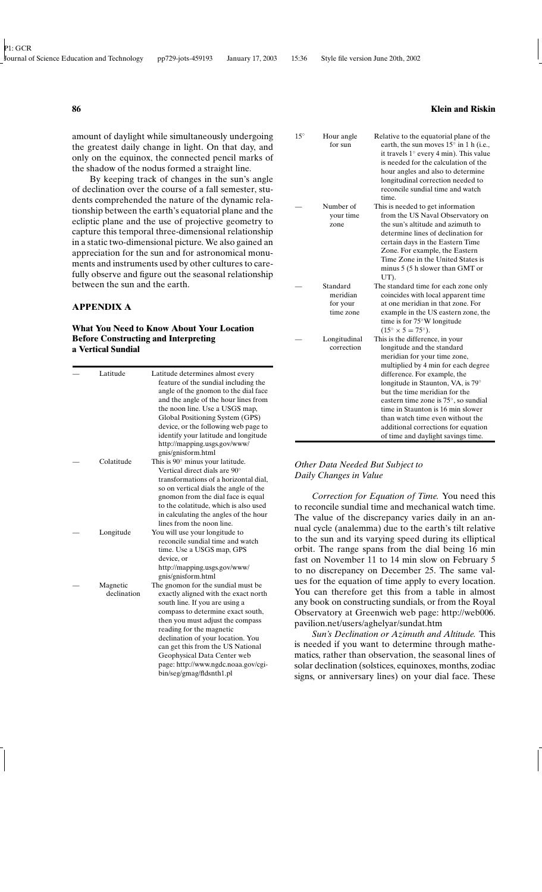amount of daylight while simultaneously undergoing the greatest daily change in light. On that day, and only on the equinox, the connected pencil marks of the shadow of the nodus formed a straight line.

By keeping track of changes in the sun's angle of declination over the course of a fall semester, students comprehended the nature of the dynamic relationship between the earth's equatorial plane and the ecliptic plane and the use of projective geometry to capture this temporal three-dimensional relationship in a static two-dimensional picture. We also gained an appreciation for the sun and for astronomical monuments and instruments used by other cultures to carefully observe and figure out the seasonal relationship between the sun and the earth.

## APPENDIX A

### What You Need to Know About Your Location Before Constructing and Interpreting a Vertical Sundial

| | | |
|---|---|---|
| — | Latitude | Latitude determines almost every feature of the sundial including the angle of the gnomon to the dial face and the angle of the hour lines from the noon line. Use a USGS map, Global Positioning System (GPS) device, or the following web page to identify your latitude and longitude http://mapping.usgs.gov/www/gnis/gnisform.html |
| — | Colatitude | This is 90° minus your latitude. Vertical direct dials are 90° transformations of a horizontal dial, so on vertical dials the angle of the gnomon from the dial face is equal to the colatitude, which is also used in calculating the angles of the hour lines from the noon line. |
| — | Longitude | You will use your longitude to reconcile sundial time and watch time. Use a USGS map, GPS device, or http://mapping.usgs.gov/www/gnis/gnisform.html |
| — | Magnetic declination | The gnomon for the sundial must be exactly aligned with the exact north south line. If you are using a compass to determine exact south, then you must adjust the compass reading for the magnetic declination of your location. You can get this from the US National Geophysical Data Center web page: http://www.ngdc.noaa.gov/cgi-bin/seg/gmag/fldsnth1.pl |
| 15° | Hour angle for sun | Relative to the equatorial plane of the earth, the sun moves 15° in 1 h (i.e., it travels 1° every 4 min). This value is needed for the calculation of the hour angles and also to determine longitudinal correction needed to reconcile sundial time and watch time. |
| — | Number of your time zone | This is needed to get information from the US Naval Observatory on the sun's altitude and azimuth to determine lines of declination for certain days in the Eastern Time Zone. For example, the Eastern Time Zone in the United States is minus 5 (5 h slower than GMT or UT). |
| — | Standard meridian for your time zone | The standard time for each zone only coincides with local apparent time at one meridian in that zone. For example in the US eastern zone, the time is for 75°W longitude ($15^\circ \times 5 = 75^\circ$). |
| — | Longitudinal correction | This is the difference, in your longitude and the standard meridian for your time zone, multiplied by 4 min for each degree difference. For example, the longitude in Staunton, VA, is 79° but the time meridian for the eastern time zone is 75°, so sundial time in Staunton is 16 min slower than watch time even without the additional corrections for equation of time and daylight savings time. |

### *Other Data Needed But Subject to Daily Changes in Value*

*Correction for Equation of Time.* You need this to reconcile sundial time and mechanical watch time. The value of the discrepancy varies daily in an annual cycle (analemma) due to the earth's tilt relative to the sun and its varying speed during its elliptical orbit. The range spans from the dial being 16 min fast on November 11 to 14 min slow on February 5 to no discrepancy on December 25. The same values for the equation of time apply to every location. You can therefore get this from a table in almost any book on constructing sundials, or from the Royal Observatory at Greenwich web page: http://web006.pavilion.net/users/aghelyar/sundat.htm

*Sun's Declination or Azimuth and Altitude.* This is needed if you want to determine through mathematics, rather than observation, the seasonal lines of solar declination (solstices, equinoxes, months, zodiac signs, or anniversary lines) on your dial face. These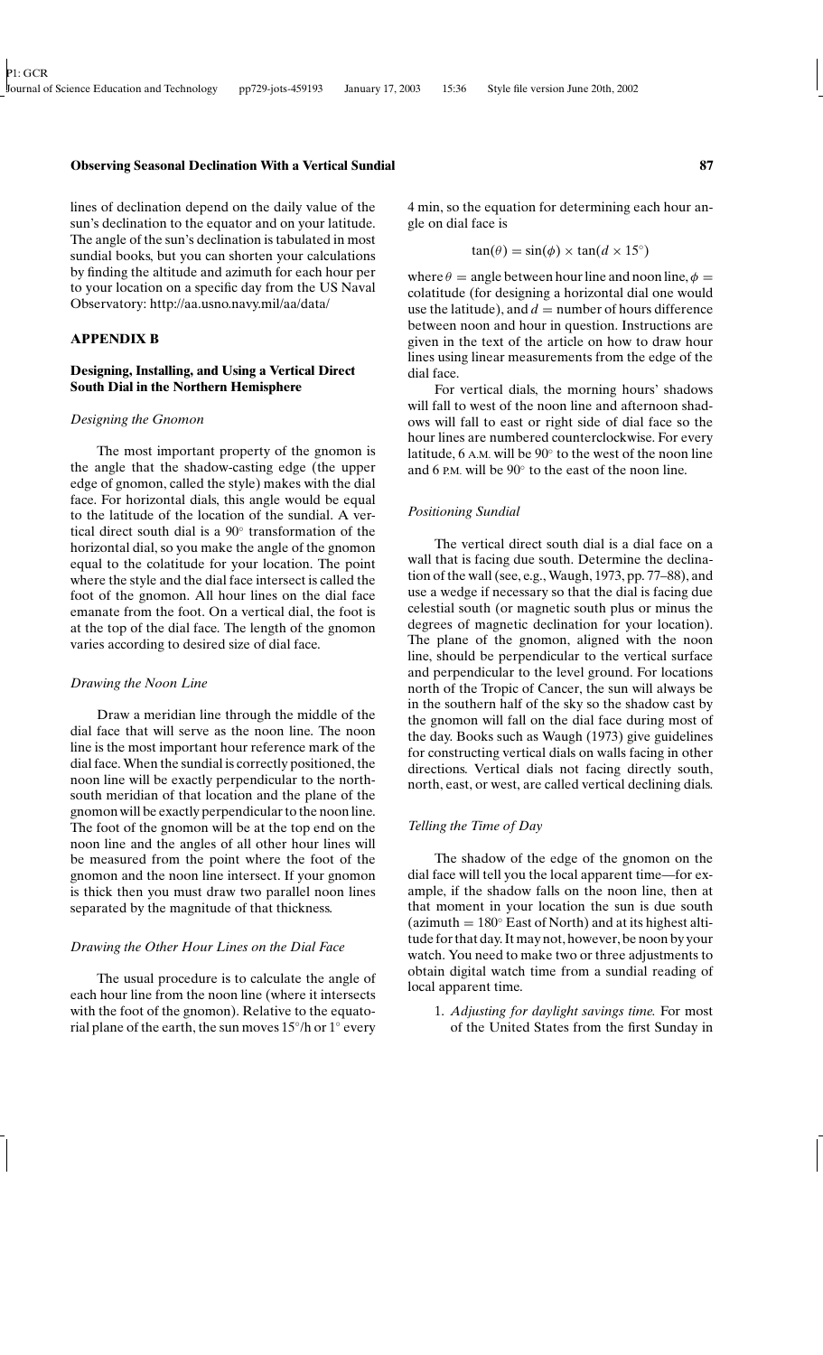lines of declination depend on the daily value of the sun's declination to the equator and on your latitude. The angle of the sun's declination is tabulated in most sundial books, but you can shorten your calculations by finding the altitude and azimuth for each hour per to your location on a specific day from the US Naval Observatory: http://aa.usno.navy.mil/aa/data/

## APPENDIX B

### Designing, Installing, and Using a Vertical Direct South Dial in the Northern Hemisphere

#### *Designing the Gnomon*

The most important property of the gnomon is the angle that the shadow-casting edge (the upper edge of gnomon, called the style) makes with the dial face. For horizontal dials, this angle would be equal to the latitude of the location of the sundial. A vertical direct south dial is a 90° transformation of the horizontal dial, so you make the angle of the gnomon equal to the colatitude for your location. The point where the style and the dial face intersect is called the foot of the gnomon. All hour lines on the dial face emanate from the foot. On a vertical dial, the foot is at the top of the dial face. The length of the gnomon varies according to desired size of dial face.

#### *Drawing the Noon Line*

Draw a meridian line through the middle of the dial face that will serve as the noon line. The noon line is the most important hour reference mark of the dial face. When the sundial is correctly positioned, the noon line will be exactly perpendicular to the north-south meridian of that location and the plane of the gnomon will be exactly perpendicular to the noon line. The foot of the gnomon will be at the top end on the noon line and the angles of all other hour lines will be measured from the point where the foot of the gnomon and the noon line intersect. If your gnomon is thick then you must draw two parallel noon lines separated by the magnitude of that thickness.

#### *Drawing the Other Hour Lines on the Dial Face*

The usual procedure is to calculate the angle of each hour line from the noon line (where it intersects with the foot of the gnomon). Relative to the equatorial plane of the earth, the sun moves 15°/h or 1° every 4 min, so the equation for determining each hour angle on dial face is

$$\tan(\theta) = \sin(\phi) \times \tan(d \times 15^\circ)$$

where $\theta$ = angle between hour line and noon line, $\phi$ = colatitude (for designing a horizontal dial one would use the latitude), and $d$ = number of hours difference between noon and hour in question. Instructions are given in the text of the article on how to draw hour lines using linear measurements from the edge of the dial face.

For vertical dials, the morning hours' shadows will fall to west of the noon line and afternoon shadows will fall to east or right side of dial face so the hour lines are numbered counterclockwise. For every latitude, 6 A.M. will be 90° to the west of the noon line and 6 P.M. will be 90° to the east of the noon line.

#### *Positioning Sundial*

The vertical direct south dial is a dial face on a wall that is facing due south. Determine the declination of the wall (see, e.g., Waugh, 1973, pp. 77–88), and use a wedge if necessary so that the dial is facing due celestial south (or magnetic south plus or minus the degrees of magnetic declination for your location). The plane of the gnomon, aligned with the noon line, should be perpendicular to the vertical surface and perpendicular to the level ground. For locations north of the Tropic of Cancer, the sun will always be in the southern half of the sky so the shadow cast by the gnomon will fall on the dial face during most of the day. Books such as Waugh (1973) give guidelines for constructing vertical dials on walls facing in other directions. Vertical dials not facing directly south, north, east, or west, are called vertical declining dials.

#### *Telling the Time of Day*

The shadow of the edge of the gnomon on the dial face will tell you the local apparent time—for example, if the shadow falls on the noon line, then at that moment in your location the sun is due south (azimuth = 180° East of North) and at its highest altitude for that day. It may not, however, be noon by your watch. You need to make two or three adjustments to obtain digital watch time from a sundial reading of local apparent time.

1. *Adjusting for daylight savings time.* For most of the United States from the first Sunday in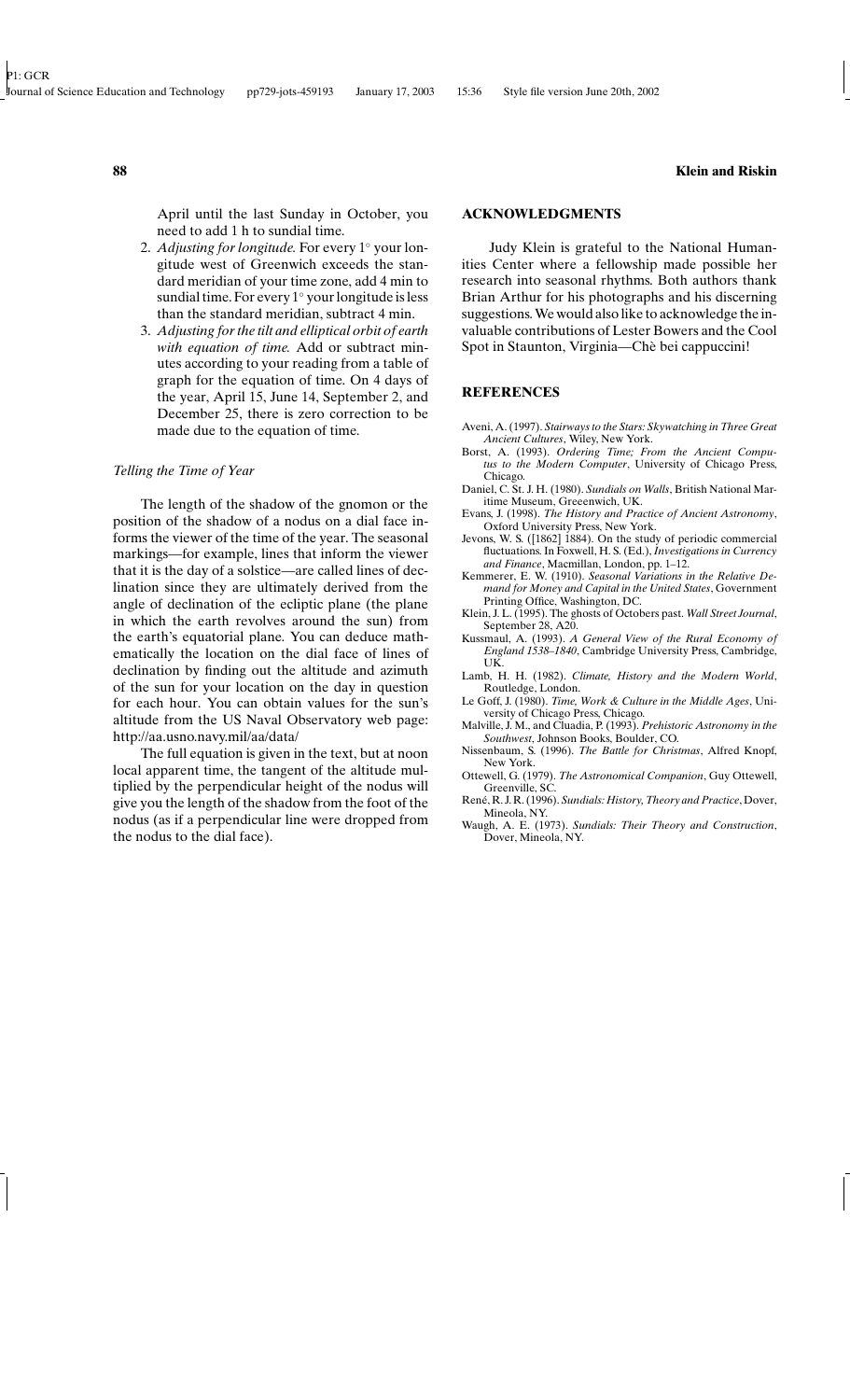April until the last Sunday in October, you need to add 1 h to sundial time.

2. *Adjusting for longitude.* For every 1° your longitude west of Greenwich exceeds the standard meridian of your time zone, add 4 min to sundial time. For every 1° your longitude is less than the standard meridian, subtract 4 min.
3. *Adjusting for the tilt and elliptical orbit of earth with equation of time.* Add or subtract minutes according to your reading from a table of graph for the equation of time. On 4 days of the year, April 15, June 14, September 2, and December 25, there is zero correction to be made due to the equation of time.

### *Telling the Time of Year*

The length of the shadow of the gnomon or the position of the shadow of a nodus on a dial face informs the viewer of the time of the year. The seasonal markings—for example, lines that inform the viewer that it is the day of a solstice—are called lines of declination since they are ultimately derived from the angle of declination of the ecliptic plane (the plane in which the earth revolves around the sun) from the earth's equatorial plane. You can deduce mathematically the location on the dial face of lines of declination by finding out the altitude and azimuth of the sun for your location on the day in question for each hour. You can obtain values for the sun's altitude from the US Naval Observatory web page: http://aa.usno.navy.mil/aa/data/

The full equation is given in the text, but at noon local apparent time, the tangent of the altitude multiplied by the perpendicular height of the nodus will give you the length of the shadow from the foot of the nodus (as if a perpendicular line were dropped from the nodus to the dial face).

## ACKNOWLEDGMENTS

Judy Klein is grateful to the National Humanities Center where a fellowship made possible her research into seasonal rhythms. Both authors thank Brian Arthur for his photographs and his discerning suggestions. We would also like to acknowledge the invaluable contributions of Lester Bowers and the Cool Spot in Staunton, Virginia—Chè bei cappuccini!

## REFERENCES

Aveni, A. (1997). *Stairways to the Stars: Skywatching in Three Great Ancient Cultures*, Wiley, New York.

Borst, A. (1993). *Ordering Time; From the Ancient Computus to the Modern Computer*, University of Chicago Press, Chicago.

Daniel, C. St. J. H. (1980). *Sundials on Walls*, British National Maritime Museum, Greeenwich, UK.

Evans, J. (1998). *The History and Practice of Ancient Astronomy*, Oxford University Press, New York.

Jevons, W. S. ([1862] 1884). On the study of periodic commercial fluctuations. In Foxwell, H. S. (Ed.), *Investigations in Currency and Finance*, Macmillan, London, pp. 1–12.

Kemmerer, E. W. (1910). *Seasonal Variations in the Relative Demand for Money and Capital in the United States*, Government Printing Office, Washington, DC.

Klein, J. L. (1995). The ghosts of Octobers past. *Wall Street Journal*, September 28, A20.

Kussmaul, A. (1993). *A General View of the Rural Economy of England 1538–1840*, Cambridge University Press, Cambridge, UK.

Lamb, H. H. (1982). *Climate, History and the Modern World*, Routledge, London.

Le Goff, J. (1980). *Time, Work & Culture in the Middle Ages*, University of Chicago Press, Chicago.

Malville, J. M., and Cluadia, P. (1993). *Prehistoric Astronomy in the Southwest*, Johnson Books, Boulder, CO.

Nissenbaum, S. (1996). *The Battle for Christmas*, Alfred Knopf, New York.

Ottewell, G. (1979). *The Astronomical Companion*, Guy Ottewell, Greenville, SC.

René, R. J. R. (1996). *Sundials: History, Theory and Practice*, Dover, Mineola, NY.

Waugh, A. E. (1973). *Sundials: Their Theory and Construction*, Dover, Mineola, NY.